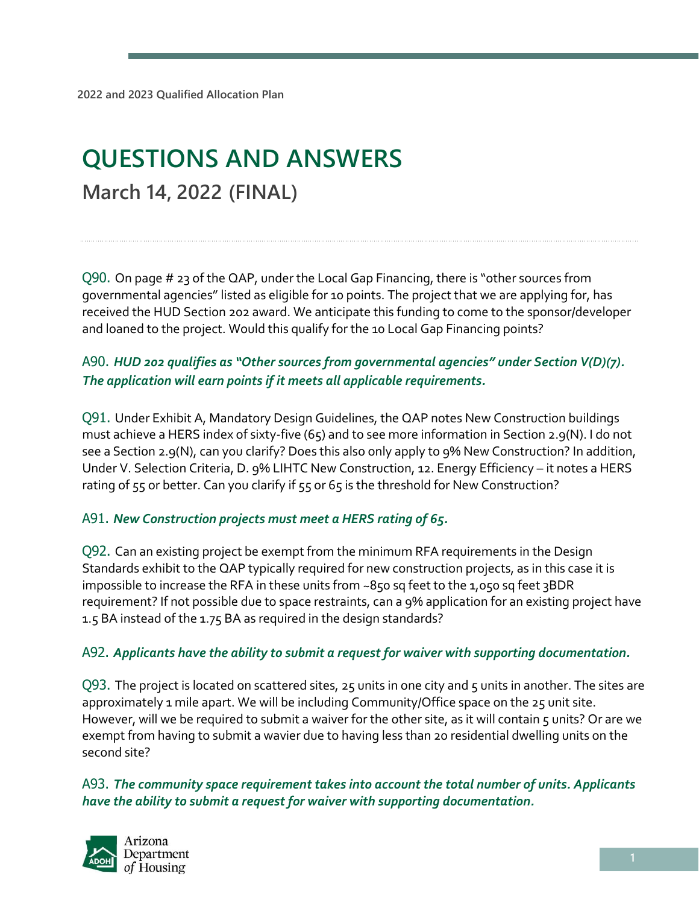2022 and 2023 Qualified Allocation Plan

# QUESTIONS AND ANSWERS

## March 14, 2022 (FINAL)

Q90. On page # 23 of the QAP, under the Local Gap Financing, there is "other sources from governmental agencies" listed as eligible for 10 points. The project that we are applying for, has received the HUD Section 202 award. We anticipate this funding to come to the sponsor/developer and loaned to the project. Would this qualify for the 10 Local Gap Financing points?

A90. ***HUD 202 qualifies as "Other sources from governmental agencies" under Section V(D)(7). The application will earn points if it meets all applicable requirements.***

Q91. Under Exhibit A, Mandatory Design Guidelines, the QAP notes New Construction buildings must achieve a HERS index of sixty-five (65) and to see more information in Section 2.9(N). I do not see a Section 2.9(N), can you clarify? Does this also only apply to 9% New Construction? In addition, Under V. Selection Criteria, D. 9% LIHTC New Construction, 12. Energy Efficiency – it notes a HERS rating of 55 or better. Can you clarify if 55 or 65 is the threshold for New Construction?

A91. ***New Construction projects must meet a HERS rating of 65.***

Q92. Can an existing project be exempt from the minimum RFA requirements in the Design Standards exhibit to the QAP typically required for new construction projects, as in this case it is impossible to increase the RFA in these units from ~850 sq feet to the 1,050 sq feet 3BDR requirement? If not possible due to space restraints, can a 9% application for an existing project have 1.5 BA instead of the 1.75 BA as required in the design standards?

A92. ***Applicants have the ability to submit a request for waiver with supporting documentation.***

Q93. The project is located on scattered sites, 25 units in one city and 5 units in another. The sites are approximately 1 mile apart. We will be including Community/Office space on the 25 unit site. However, will we be required to submit a waiver for the other site, as it will contain 5 units? Or are we exempt from having to submit a wavier due to having less than 20 residential dwelling units on the second site?

A93. ***The community space requirement takes into account the total number of units. Applicants have the ability to submit a request for waiver with supporting documentation.***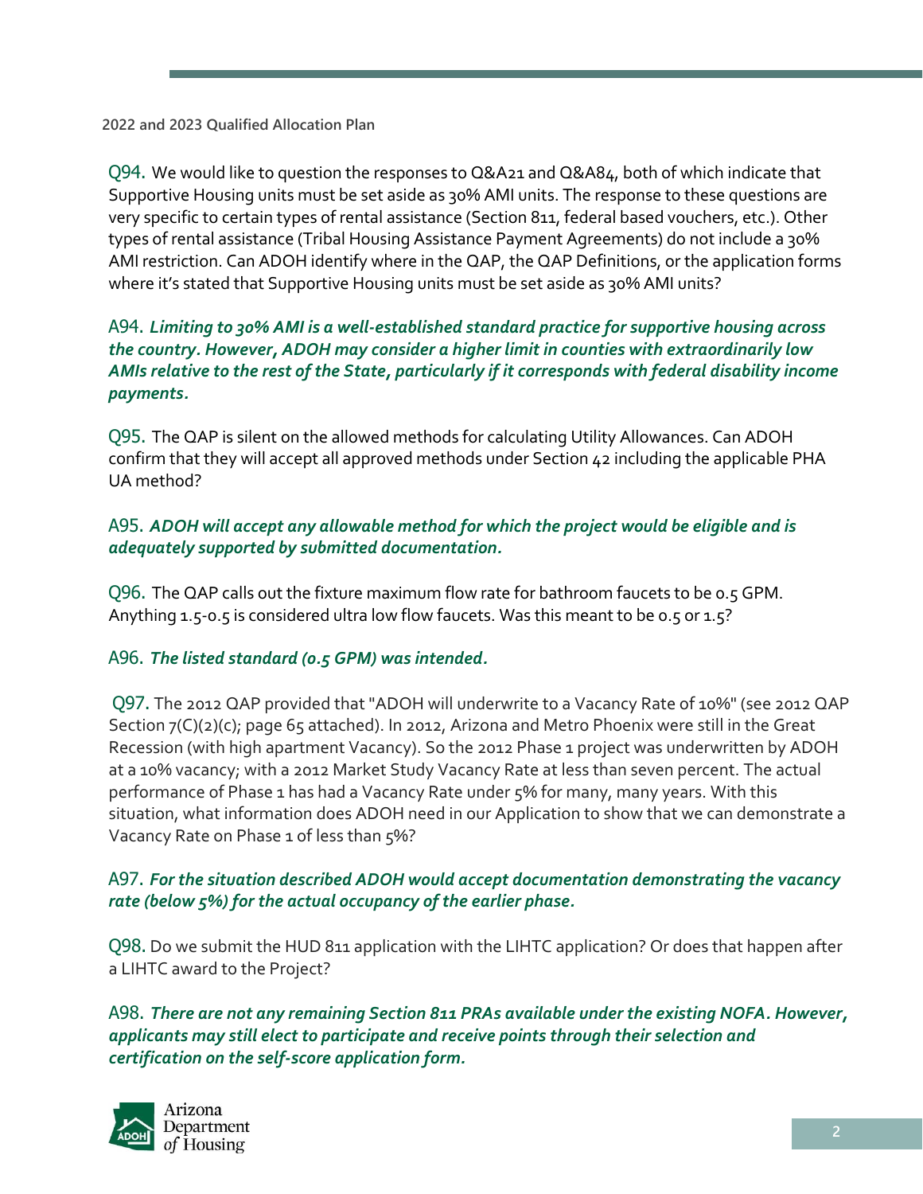Q94. We would like to question the responses to Q&A21 and Q&A84, both of which indicate that Supportive Housing units must be set aside as 30% AMI units. The response to these questions are very specific to certain types of rental assistance (Section 811, federal based vouchers, etc.). Other types of rental assistance (Tribal Housing Assistance Payment Agreements) do not include a 30% AMI restriction. Can ADOH identify where in the QAP, the QAP Definitions, or the application forms where it's stated that Supportive Housing units must be set aside as 30% AMI units?

A94. ***Limiting to 30% AMI is a well-established standard practice for supportive housing across the country. However, ADOH may consider a higher limit in counties with extraordinarily low AMIs relative to the rest of the State, particularly if it corresponds with federal disability income payments.***

Q95. The QAP is silent on the allowed methods for calculating Utility Allowances. Can ADOH confirm that they will accept all approved methods under Section 42 including the applicable PHA UA method?

A95. ***ADOH will accept any allowable method for which the project would be eligible and is adequately supported by submitted documentation.***

Q96. The QAP calls out the fixture maximum flow rate for bathroom faucets to be 0.5 GPM. Anything 1.5-0.5 is considered ultra low flow faucets. Was this meant to be 0.5 or 1.5?

A96. ***The listed standard (0.5 GPM) was intended.***

Q97. The 2012 QAP provided that "ADOH will underwrite to a Vacancy Rate of 10%" (see 2012 QAP Section 7(C)(2)(c); page 65 attached). In 2012, Arizona and Metro Phoenix were still in the Great Recession (with high apartment Vacancy). So the 2012 Phase 1 project was underwritten by ADOH at a 10% vacancy; with a 2012 Market Study Vacancy Rate at less than seven percent. The actual performance of Phase 1 has had a Vacancy Rate under 5% for many, many years. With this situation, what information does ADOH need in our Application to show that we can demonstrate a Vacancy Rate on Phase 1 of less than 5%?

A97. ***For the situation described ADOH would accept documentation demonstrating the vacancy rate (below 5%) for the actual occupancy of the earlier phase.***

Q98. Do we submit the HUD 811 application with the LIHTC application? Or does that happen after a LIHTC award to the Project?

A98. ***There are not any remaining Section 811 PRAs available under the existing NOFA. However, applicants may still elect to participate and receive points through their selection and certification on the self-score application form.***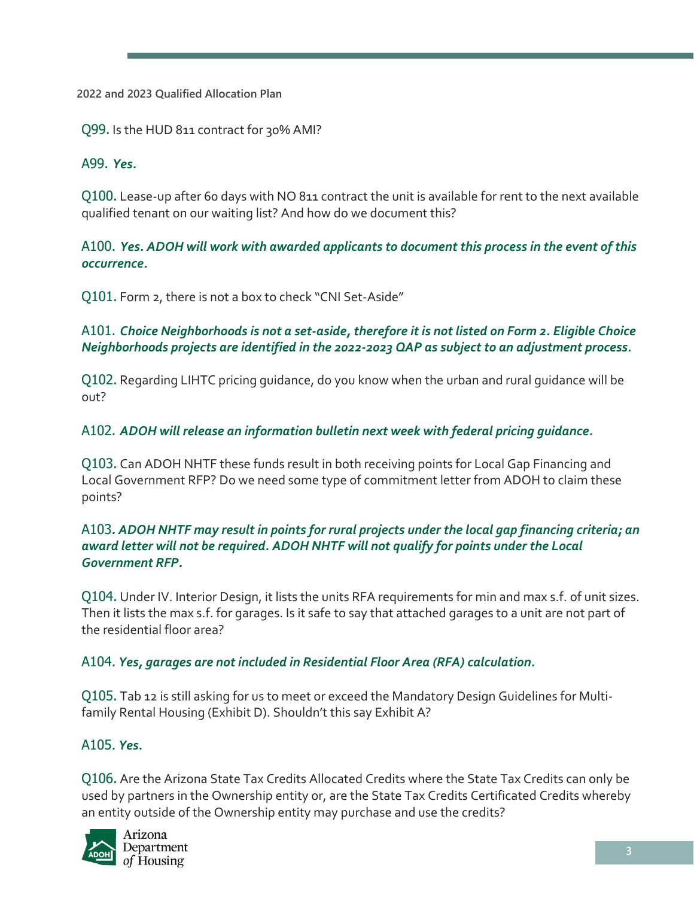Q99. Is the HUD 811 contract for 30% AMI?

A99. ***Yes.***

Q100. Lease-up after 60 days with NO 811 contract the unit is available for rent to the next available qualified tenant on our waiting list? And how do we document this?

A100. ***Yes. ADOH will work with awarded applicants to document this process in the event of this occurrence.***

Q101. Form 2, there is not a box to check "CNI Set-Aside"

A101. ***Choice Neighborhoods is not a set-aside, therefore it is not listed on Form 2. Eligible Choice Neighborhoods projects are identified in the 2022-2023 QAP as subject to an adjustment process.***

Q102. Regarding LIHTC pricing guidance, do you know when the urban and rural guidance will be out?

A102. ***ADOH will release an information bulletin next week with federal pricing guidance.***

Q103. Can ADOH NHTF these funds result in both receiving points for Local Gap Financing and Local Government RFP? Do we need some type of commitment letter from ADOH to claim these points?

A103***. ADOH NHTF may result in points for rural projects under the local gap financing criteria; an award letter will not be required. ADOH NHTF will not qualify for points under the Local Government RFP.***

Q104. Under IV. Interior Design, it lists the units RFA requirements for min and max s.f. of unit sizes. Then it lists the max s.f. for garages. Is it safe to say that attached garages to a unit are not part of the residential floor area?

A104***. Yes, garages are not included in Residential Floor Area (RFA) calculation.***

Q105. Tab 12 is still asking for us to meet or exceed the Mandatory Design Guidelines for Multi-family Rental Housing (Exhibit D). Shouldn't this say Exhibit A?

A105***. Yes.***

Q106. Are the Arizona State Tax Credits Allocated Credits where the State Tax Credits can only be used by partners in the Ownership entity or, are the State Tax Credits Certificated Credits whereby an entity outside of the Ownership entity may purchase and use the credits?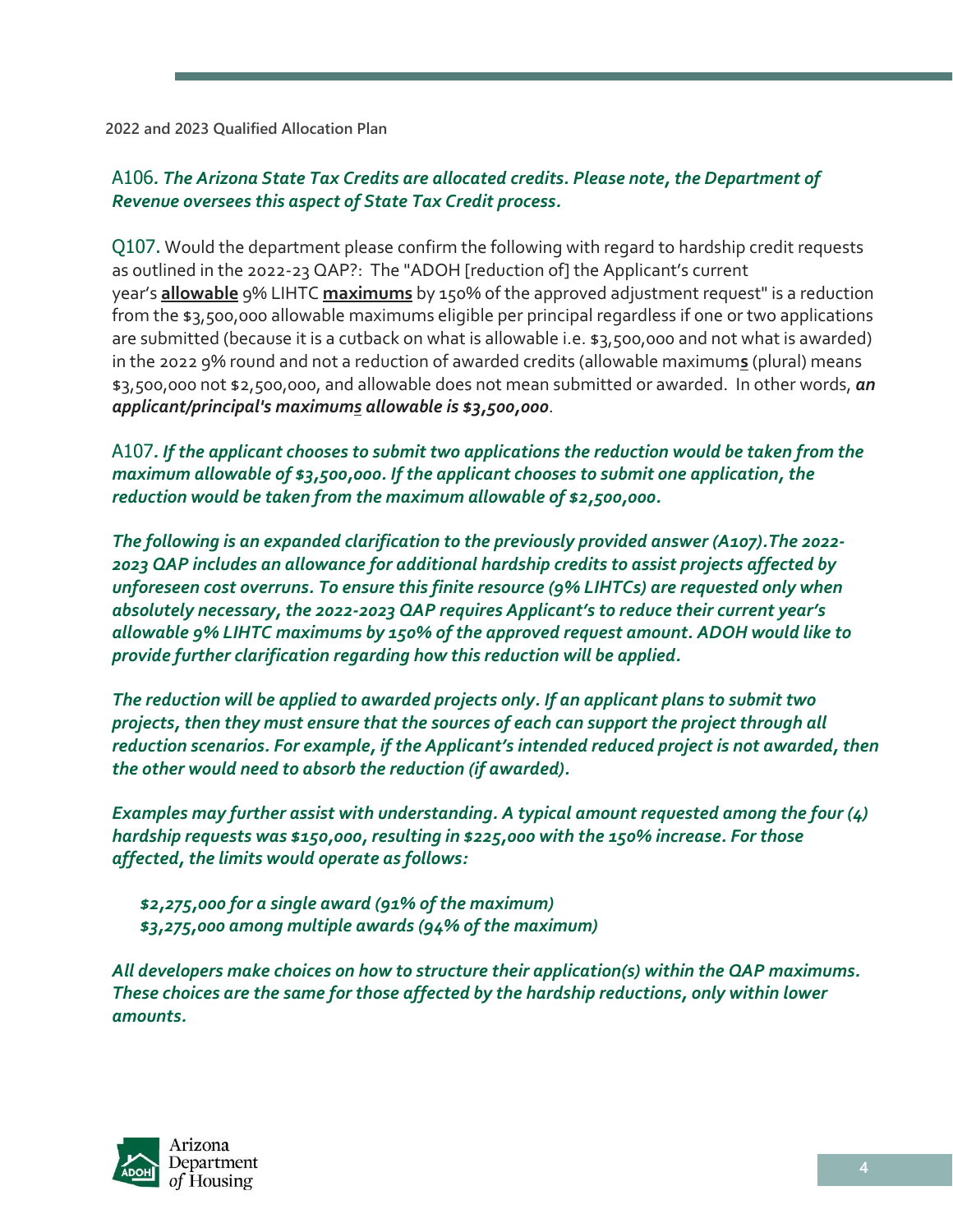A106*. The Arizona State Tax Credits are allocated credits. Please note, the Department of Revenue oversees this aspect of State Tax Credit process.*

Q107. Would the department please confirm the following with regard to hardship credit requests as outlined in the 2022-23 QAP?: The "ADOH [reduction of] the Applicant's current year's **allowable** 9% LIHTC **maximums** by 150% of the approved adjustment request" is a reduction from the $3,500,000 allowable maximums eligible per principal regardless if one or two applications are submitted (because it is a cutback on what is allowable i.e. $3,500,000 and not what is awarded) in the 2022 9% round and not a reduction of awarded credits (allowable maximum**s** (plural) means $3,500,000 not $2,500,000, and allowable does not mean submitted or awarded. In other words, ***an applicant/principal's maximums allowable is $3,500,000***.

A107*. If the applicant chooses to submit two applications the reduction would be taken from the maximum allowable of $3,500,000. If the applicant chooses to submit one application, the reduction would be taken from the maximum allowable of $2,500,000.*

*The following is an expanded clarification to the previously provided answer (A107).The 2022-2023 QAP includes an allowance for additional hardship credits to assist projects affected by unforeseen cost overruns. To ensure this finite resource (9% LIHTCs) are requested only when absolutely necessary, the 2022-2023 QAP requires Applicant's to reduce their current year's allowable 9% LIHTC maximums by 150% of the approved request amount. ADOH would like to provide further clarification regarding how this reduction will be applied.*

*The reduction will be applied to awarded projects only. If an applicant plans to submit two projects, then they must ensure that the sources of each can support the project through all reduction scenarios. For example, if the Applicant's intended reduced project is not awarded, then the other would need to absorb the reduction (if awarded).*

*Examples may further assist with understanding. A typical amount requested among the four (4) hardship requests was $150,000, resulting in $225,000 with the 150% increase. For those affected, the limits would operate as follows:*

> *$2,275,000 for a single award (91% of the maximum)*
> *$3,275,000 among multiple awards (94% of the maximum)*

*All developers make choices on how to structure their application(s) within the QAP maximums. These choices are the same for those affected by the hardship reductions, only within lower amounts.*